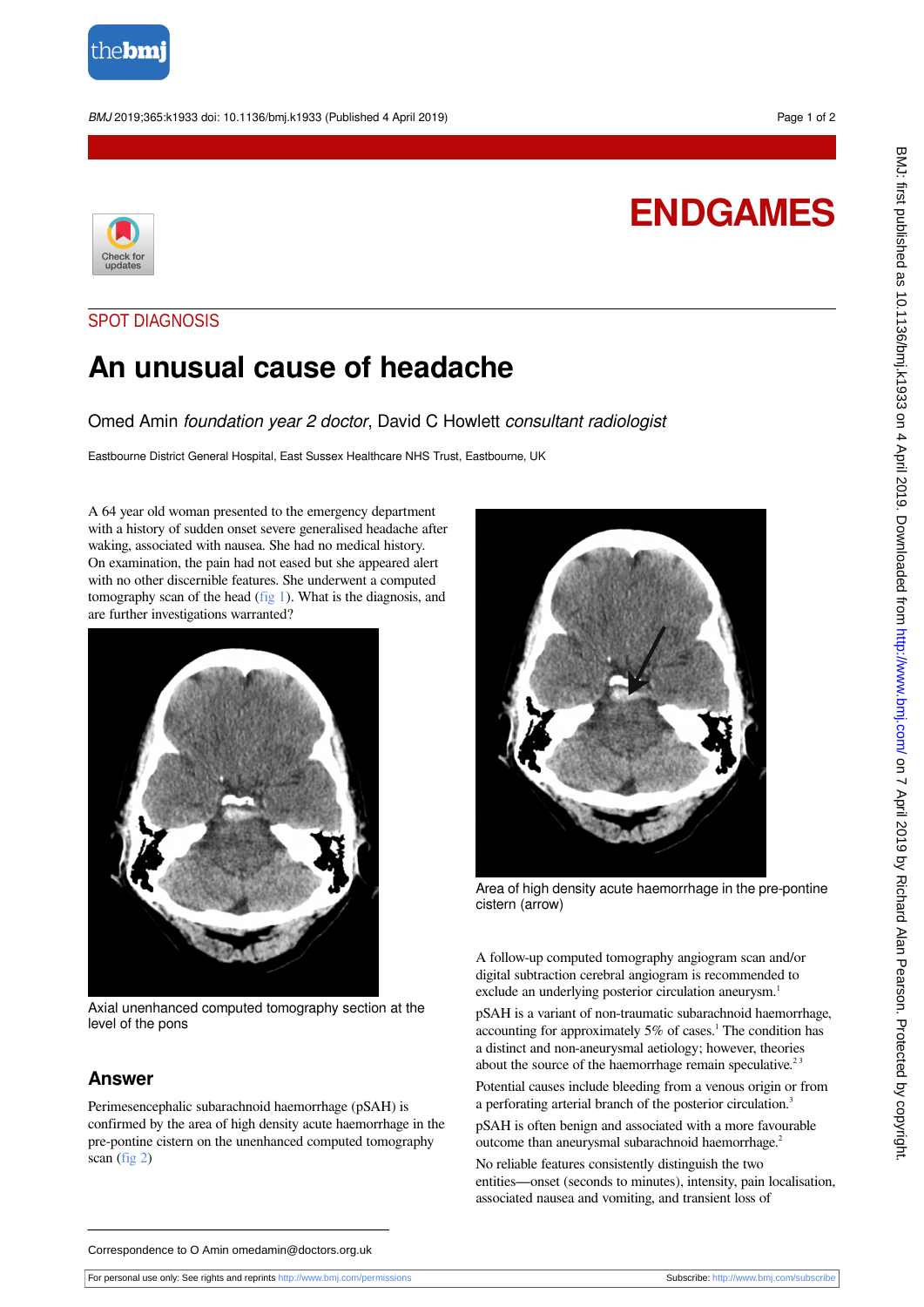# ENDGAMES

## SPOT DIAGNOSIS

# An unusual cause of headache

Omed Amin *foundation year 2 doctor*, David C Howlett *consultant radiologist*

Eastbourne District General Hospital, East Sussex Healthcare NHS Trust, Eastbourne, UK

A 64 year old woman presented to the emergency department with a history of sudden onset severe generalised headache after waking, associated with nausea. She had no medical history. On examination, the pain had not eased but she appeared alert with no other discernible features. She underwent a computed tomography scan of the head (fig 1). What is the diagnosis, and are further investigations warranted?

Axial unenhanced computed tomography section at the level of the pons

## Answer

Perimesencephalic subarachnoid haemorrhage (pSAH) is confirmed by the area of high density acute haemorrhage in the pre-pontine cistern on the unenhanced computed tomography scan (fig 2)

Area of high density acute haemorrhage in the pre-pontine cistern (arrow)

A follow-up computed tomography angiogram scan and/or digital subtraction cerebral angiogram is recommended to exclude an underlying posterior circulation aneurysm.[1]

pSAH is a variant of non-traumatic subarachnoid haemorrhage, accounting for approximately 5% of cases.[1] The condition has a distinct and non-aneurysmal aetiology; however, theories about the source of the haemorrhage remain speculative.[2,3]

Potential causes include bleeding from a venous origin or from a perforating arterial branch of the posterior circulation.[3]

pSAH is often benign and associated with a more favourable outcome than aneurysmal subarachnoid haemorrhage.[2]

No reliable features consistently distinguish the two entities—onset (seconds to minutes), intensity, pain localisation, associated nausea and vomiting, and transient loss of

Correspondence to O Amin omedamin@doctors.org.uk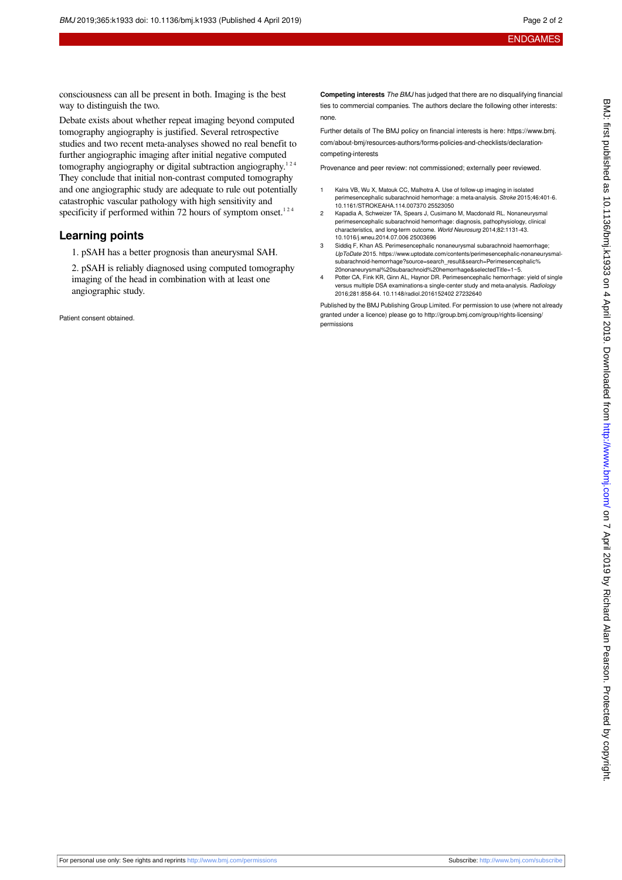consciousness can all be present in both. Imaging is the best way to distinguish the two.

Debate exists about whether repeat imaging beyond computed tomography angiography is justified. Several retrospective studies and two recent meta-analyses showed no real benefit to further angiographic imaging after initial negative computed tomography angiography or digital subtraction angiography.[1 2 4] They conclude that initial non-contrast computed tomography and one angiographic study are adequate to rule out potentially catastrophic vascular pathology with high sensitivity and specificity if performed within 72 hours of symptom onset.[1 2 4]

## Learning points

1. pSAH has a better prognosis than aneurysmal SAH.

2. pSAH is reliably diagnosed using computed tomography imaging of the head in combination with at least one angiographic study.

Patient consent obtained.

**Competing interests** *The BMJ* has judged that there are no disqualifying financial ties to commercial companies. The authors declare the following other interests: none.

Further details of The BMJ policy on financial interests is here: https://www.bmj.com/about-bmj/resources-authors/forms-policies-and-checklists/declaration-competing-interests

Provenance and peer review: not commissioned; externally peer reviewed.

1. Kalra VB, Wu X, Matouk CC, Malhotra A. Use of follow-up imaging in isolated perimesencephalic subarachnoid hemorrhage: a meta-analysis. *Stroke* 2015;46:401-6. 10.1161/STROKEAHA.114.007370 25523050
2. Kapadia A, Schweizer TA, Spears J, Cusimano M, Macdonald RL. Nonaneurysmal perimesencephalic subarachnoid hemorrhage: diagnosis, pathophysiology, clinical characteristics, and long-term outcome. *World Neurosurg* 2014;82:1131-43. 10.1016/j.wneu.2014.07.006 25003696
3. Siddiq F, Khan AS. Perimesencephalic nonaneurysmal subarachnoid haemorrhage; *UpToDate* 2015. https://www.uptodate.com/contents/perimesencephalic-nonaneurysmal-subarachnoid-hemorrhage?source=search_result&search=Perimesencephalic%20nonaneurysmal%20subarachnoid%20hemorrhage&selectedTitle=1~5.
4. Potter CA, Fink KR, Ginn AL, Haynor DR. Perimesencephalic hemorrhage: yield of single versus multiple DSA examinations-a single-center study and meta-analysis. *Radiology* 2016;281:858-64. 10.1148/radiol.2016152402 27232640

Published by the BMJ Publishing Group Limited. For permission to use (where not already granted under a licence) please go to http://group.bmj.com/group/rights-licensing/permissions